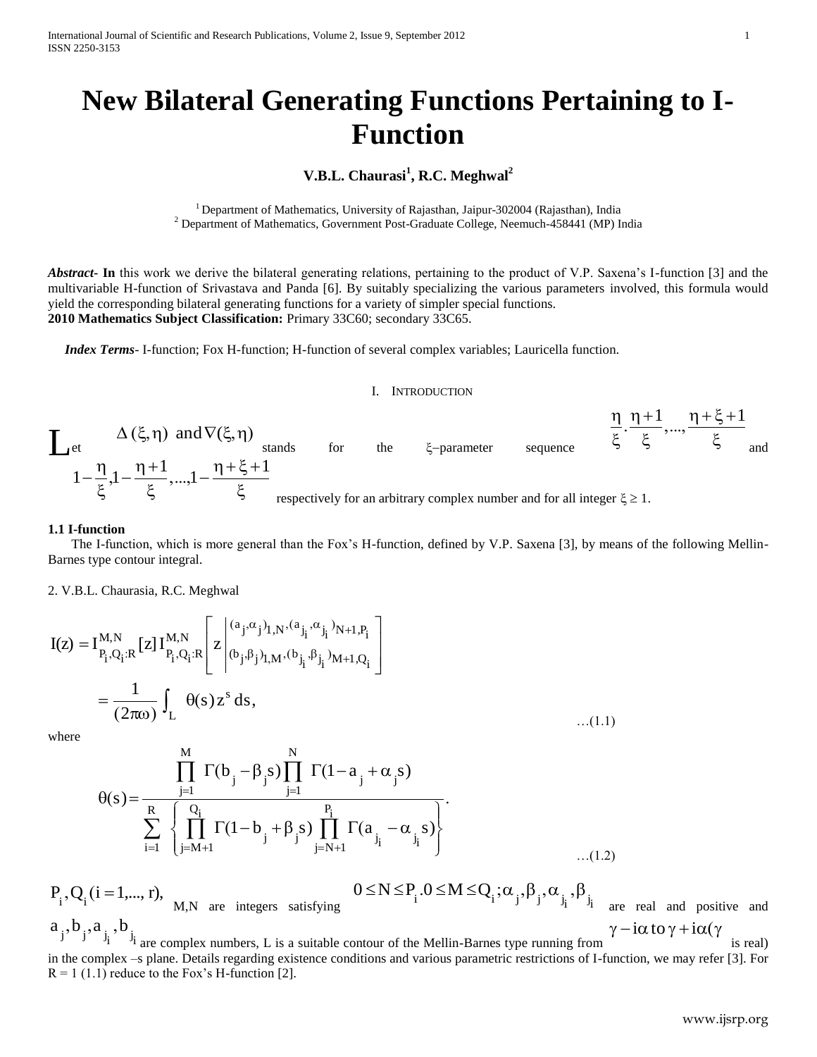# New Bilateral Generating Functions Pertaining to I-Function

**V.B.L. Chaurasi[1], R.C. Meghwal[2]**

[1] Department of Mathematics, University of Rajasthan, Jaipur-302004 (Rajasthan), India
[2] Department of Mathematics, Government Post-Graduate College, Neemuch-458441 (MP) India

***Abstract*-** **In** this work we derive the bilateral generating relations, pertaining to the product of V.P. Saxena's I-function [3] and the multivariable H-function of Srivastava and Panda [6]. By suitably specializing the various parameters involved, this formula would yield the corresponding bilateral generating functions for a variety of simpler special functions.

**2010 Mathematics Subject Classification:** Primary 33C60; secondary 33C65.

***Index Terms*-** I-function; Fox H-function; H-function of several complex variables; Lauricella function.

## I. Introduction

Let $\Delta(\xi,\eta)$ and $\nabla(\xi,\eta)$ stands for the $\xi$–parameter sequence $\frac{\eta}{\xi},\frac{\eta+1}{\xi},...,\frac{\eta+\xi+1}{\xi}$ and $1-\frac{\eta}{\xi},1-\frac{\eta+1}{\xi},...,1-\frac{\eta+\xi+1}{\xi}$ respectively for an arbitrary complex number and for all integer $\xi \geq 1$.

### 1.1 I-function

The I-function, which is more general than the Fox's H-function, defined by V.P. Saxena [3], by means of the following Mellin-Barnes type contour integral.

2. V.B.L. Chaurasia, R.C. Meghwal

$$
\begin{aligned}
I(z) = I^{M,N}_{P_i,Q_i:R}[z]\, I^{M,N}_{P_i,Q_i:R}\left[ z \left| \begin{matrix} (a_j,\alpha_j)_{1,N},(a_{j_i},\alpha_{j_i})_{N+1,P_i} \\ (b_j,\beta_j)_{1,M},(b_{j_i},\beta_{j_i})_{M+1,Q_i} \end{matrix} \right. \right] \\
= \frac{1}{(2\pi\omega)} \int_L \theta(s)\, z^s\, ds,
\end{aligned} \qquad \ldots(1.1)
$$

where

$$
\theta(s) = \frac{\prod_{j=1}^{M} \Gamma(b_j - \beta_j s) \prod_{j=1}^{N} \Gamma(1-a_j+\alpha_j s)}{\sum_{i=1}^{R} \left\{ \prod_{j=M+1}^{Q_i} \Gamma(1-b_j+\beta_j s) \prod_{j=N+1}^{P_i} \Gamma(a_{j_i} - \alpha_{j_i} s) \right\}}. \qquad \ldots(1.2)
$$

$P_i, Q_i\ (i=1,...,r)$, M,N are integers satisfying $0 \leq N \leq P_i . 0 \leq M \leq Q_i ; \alpha_j, \beta_j, \alpha_{j_i}, \beta_{j_i}$ are real and positive and $a_j, b_j, a_{j_i}, b_{j_i}$ are complex numbers, L is a suitable contour of the Mellin-Barnes type running from $\gamma - i\alpha$ to $\gamma + i\alpha(\gamma$ is real) in the complex –s plane. Details regarding existence conditions and various parametric restrictions of I-function, we may refer [3]. For $R = 1$ (1.1) reduce to the Fox's H-function [2].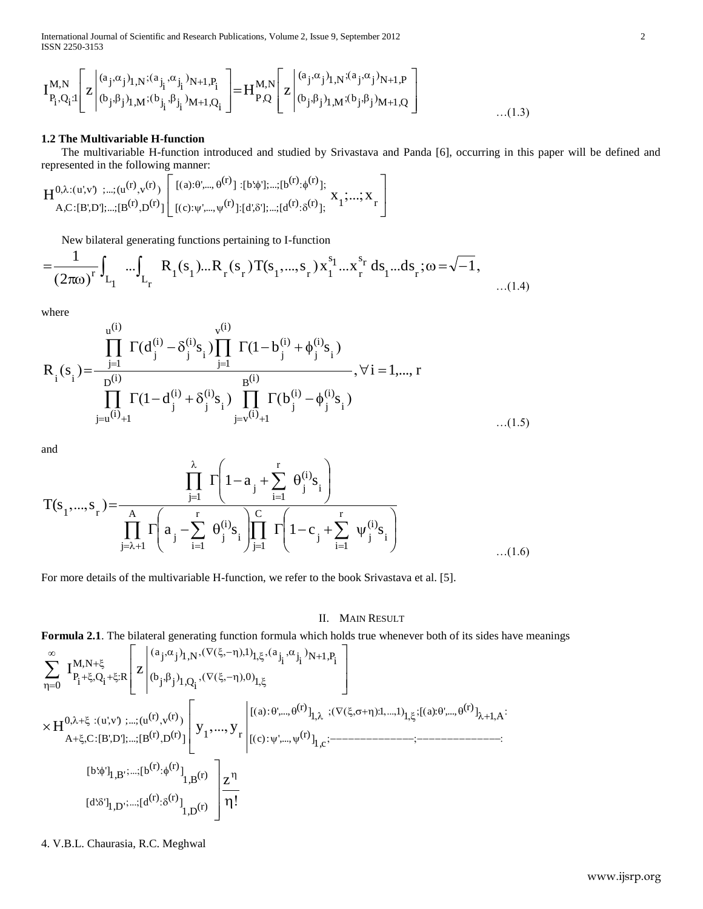$$I_{P_i,Q_i:1}^{M,N}\left[z\left|\begin{matrix}(a_j,\alpha_j)_{1,N};(a_{j_i},\alpha_{j_i})_{N+1,P_i}\\(b_j,\beta_j)_{1,M};(b_{j_i},\beta_{j_i})_{M+1,Q_i}\end{matrix}\right.\right]=H_{P,Q}^{M,N}\left[z\left|\begin{matrix}(a_j,\alpha_j)_{1,N};(a_j,\alpha_j)_{N+1,P}\\(b_j,\beta_j)_{1,M};(b_j,\beta_j)_{M+1,Q}\end{matrix}\right.\right] \qquad \ldots(1.3)$$

**1.2 The Multivariable H-function**

The multivariable H-function introduced and studied by Srivastava and Panda [6], occurring in this paper will be defined and represented in the following manner:

$$H_{A,C:[B',D'];\ldots;[B^{(r)},D^{(r)}]}^{0,\lambda:(u',v');\ldots;(u^{(r)},v^{(r)})}\left[\begin{matrix}[(a):\theta',\ldots,\theta^{(r)}]:[b':\phi'];\ldots;[b^{(r)}:\phi^{(r)}];\\[(c):\psi',\ldots,\psi^{(r)}]:[d',\delta'];\ldots;[d^{(r)}:\delta^{(r)}];\end{matrix}\; x_1;\ldots;x_r\right]$$

New bilateral generating functions pertaining to I-function

$$=\frac{1}{(2\pi\omega)^r}\int_{L_1}\ldots\int_{L_r} R_1(s_1)\ldots R_r(s_r)T(s_1,\ldots,s_r)x_1^{s_1}\ldots x_r^{s_r}\,ds_1\ldots ds_r;\omega=\sqrt{-1}, \qquad \ldots(1.4)$$

where

$$R_i(s_i)=\frac{\prod_{j=1}^{u^{(i)}}\Gamma(d_j^{(i)}-\delta_j^{(i)}s_i)\prod_{j=1}^{v^{(i)}}\Gamma(1-b_j^{(i)}+\phi_j^{(i)}s_i)}{\prod_{j=u^{(i)}+1}^{D^{(i)}}\Gamma(1-d_j^{(i)}+\delta_j^{(i)}s_i)\prod_{j=v^{(i)}+1}^{B^{(i)}}\Gamma(b_j^{(i)}-\phi_j^{(i)}s_i)},\forall i=1,\ldots,r \qquad \ldots(1.5)$$

and

$$T(s_1,\ldots,s_r)=\frac{\prod_{j=1}^{\lambda}\Gamma\left(1-a_j+\sum_{i=1}^{r}\theta_j^{(i)}s_i\right)}{\prod_{j=\lambda+1}^{A}\Gamma\left(a_j-\sum_{i=1}^{r}\theta_j^{(i)}s_i\right)\prod_{j=1}^{C}\Gamma\left(1-c_j+\sum_{i=1}^{r}\psi_j^{(i)}s_i\right)} \qquad \ldots(1.6)$$

For more details of the multivariable H-function, we refer to the book Srivastava et al. [5].

## II. Main Result

**Formula 2.1**. The bilateral generating function formula which holds true whenever both of its sides have meanings

$$\sum_{\eta=0}^{\infty} I_{P_i+\xi,Q_i+\xi:R}^{M,N+\xi}\left[z\left|\begin{matrix}(a_j,\alpha_j)_{1,N},(\nabla(\xi,-\eta),1)_{1,\xi},(a_{j_i},\alpha_{j_i})_{N+1,P_i}\\(b_j,\beta_j)_{1,Q_i},(\nabla(\xi,-\eta),0)_{1,\xi}\end{matrix}\right.\right]$$

$$\times H_{A+\xi,C:[B',D'];\ldots;[B^{(r)},D^{(r)}]}^{0,\lambda+\xi:(u',v');\ldots;(u^{(r)},v^{(r)})}\left[y_1,\ldots,y_r\left|\begin{matrix}[(a):\theta',\ldots,\theta^{(r)}]_{1,\lambda};(\nabla(\xi,\sigma+\eta):1,\ldots,1)_{1,\xi};[(a):\theta',\ldots,\theta^{(r)}]_{\lambda+1,A}:\\ [(c):\psi',\ldots,\psi^{(r)}]_{1,C};\text{———————};\text{———————}:\end{matrix}\right.\right.$$

$$\left.\begin{matrix}[b':\phi']_{1,B'};\ldots;[b^{(r)}:\phi^{(r)}]_{1,B^{(r)}}\\ [d':\delta']_{1,D'};\ldots;[d^{(r)}:\delta^{(r)}]_{1,D^{(r)}}\end{matrix}\right]\frac{z^{\eta}}{\eta!}$$

4. V.B.L. Chaurasia, R.C. Meghwal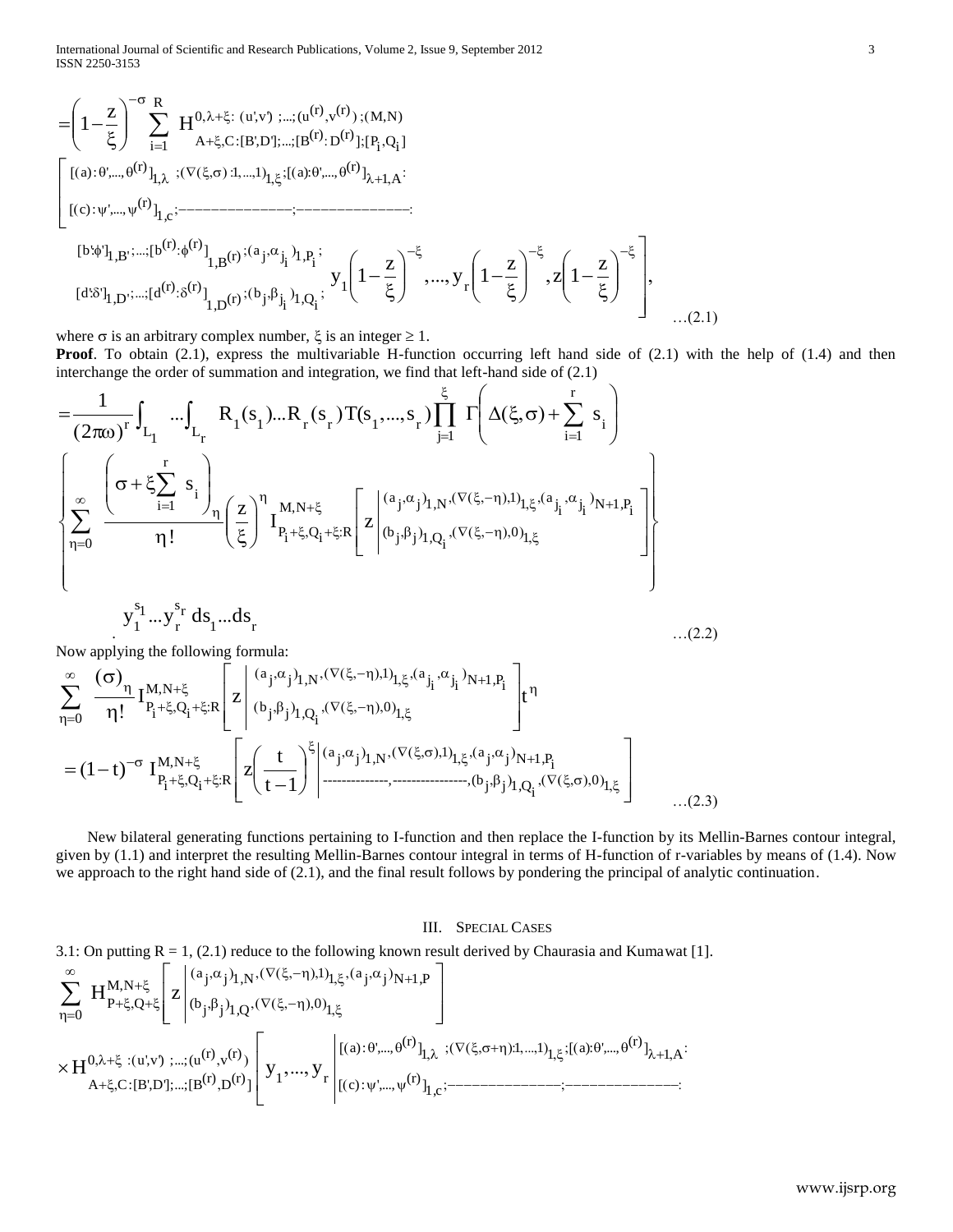$$
=\left(1-\frac{z}{\xi}\right)^{-\sigma}\sum_{i=1}^{R} H^{0,\lambda+\xi:\,(u',v')\,;...;(u^{(r)},v^{(r)})\,;(M,N)}_{A+\xi,C:[B',D'];...;[B^{(r)}:D^{(r)}];[P_i,Q_i]}
\left[\begin{matrix}[(a):\theta',...,\theta^{(r)}]_{1,\lambda}\;;(\nabla(\xi,\sigma):1,...,1)_{1,\xi};[(a):\theta',...,\theta^{(r)}]_{\lambda+1,A}: \\ [(c):\psi',...,\psi^{(r)}]_{1,c};\text{———————};\text{———————}: \\ [b';\phi']_{1,B'};...;[b^{(r)}:\phi^{(r)}]_{1,B^{(r)}};(a_{j_i},\alpha_{j_i})_{1,P_i}; \\ [d';\delta']_{1,D'};...;[d^{(r)}:\delta^{(r)}]_{1,D^{(r)}};(b_{j_i},\beta_{j_i})_{1,Q_i};\end{matrix}\; y_1\left(1-\frac{z}{\xi}\right)^{-\xi},...,y_r\left(1-\frac{z}{\xi}\right)^{-\xi},z\left(1-\frac{z}{\xi}\right)^{-\xi}\right], \quad ...(2.1)
$$

where $\sigma$ is an arbitrary complex number, $\xi$ is an integer $\geq 1$.

**Proof**. To obtain (2.1), express the multivariable H-function occurring left hand side of (2.1) with the help of (1.4) and then interchange the order of summation and integration, we find that left-hand side of (2.1)

$$
=\frac{1}{(2\pi\omega)^r}\int_{L_1}...\int_{L_r} R_1(s_1)...R_r(s_r)T(s_1,...,s_r)\prod_{j=1}^{\xi}\Gamma\left(\Delta(\xi,\sigma)+\sum_{i=1}^{r}s_i\right)
\left\{\sum_{\eta=0}^{\infty}\frac{\left(\sigma+\xi\sum_{i=1}^{r}s_i\right)_\eta}{\eta!}\left(\frac{z}{\xi}\right)^\eta I^{M,N+\xi}_{P_i+\xi,Q_i+\xi:R}\left[z\left|\begin{matrix}(a_j,\alpha_j)_{1,N},(\nabla(\xi,-\eta),1)_{1,\xi},(a_{j_i},\alpha_{j_i})_{N+1,P_i} \\ (b_j,\beta_j)_{1,Q_i},(\nabla(\xi,-\eta),0)_{1,\xi}\end{matrix}\right.\right]\right\}
$$

$$
y_1^{s_1}...y_r^{s_r}\,ds_1...ds_r \quad ...(2.2)
$$

Now applying the following formula:

$$
\sum_{\eta=0}^{\infty}\frac{(\sigma)_\eta}{\eta!}I^{M,N+\xi}_{P_i+\xi,Q_i+\xi:R}\left[z\left|\begin{matrix}(a_j,\alpha_j)_{1,N},(\nabla(\xi,-\eta),1)_{1,\xi},(a_{j_i},\alpha_{j_i})_{N+1,P_i} \\ (b_j,\beta_j)_{1,Q_i},(\nabla(\xi,-\eta),0)_{1,\xi}\end{matrix}\right.\right]t^\eta
$$

$$
=(1-t)^{-\sigma}\,I^{M,N+\xi}_{P_i+\xi,Q_i+\xi:R}\left[z\left(\frac{t}{t-1}\right)^{\xi}\left|\begin{matrix}(a_j,\alpha_j)_{1,N},(\nabla(\xi,\sigma),1)_{1,\xi},(a_j,\alpha_j)_{N+1,P_i} \\ \text{-------------},\text{---------------},(b_j,\beta_j)_{1,Q_i},(\nabla(\xi,\sigma),0)_{1,\xi}\end{matrix}\right.\right] \quad ...(2.3)
$$

New bilateral generating functions pertaining to I-function and then replace the I-function by its Mellin-Barnes contour integral, given by (1.1) and interpret the resulting Mellin-Barnes contour integral in terms of H-function of r-variables by means of (1.4). Now we approach to the right hand side of (2.1), and the final result follows by pondering the principal of analytic continuation.

## III. Special Cases

3.1: On putting R = 1, (2.1) reduce to the following known result derived by Chaurasia and Kumawat [1].

$$
\sum_{\eta=0}^{\infty} H^{M,N+\xi}_{P+\xi,Q+\xi}\left[z\left|\begin{matrix}(a_j,\alpha_j)_{1,N},(\nabla(\xi,-\eta),1)_{1,\xi},(a_j,\alpha_j)_{N+1,P} \\ (b_j,\beta_j)_{1,Q},(\nabla(\xi,-\eta),0)_{1,\xi}\end{matrix}\right.\right]
$$

$$
\times H^{0,\lambda+\xi\,:(u',v')\,;...;(u^{(r)},v^{(r)})}_{A+\xi,C:[B',D'];...;[B^{(r)},D^{(r)}]}\left[y_1,...,y_r\left|\begin{matrix}[(a):\theta',...,\theta^{(r)}]_{1,\lambda}\;;(\nabla(\xi,\sigma+\eta):1,...,1)_{1,\xi};[(a):\theta',...,\theta^{(r)}]_{\lambda+1,A}: \\ [(c):\psi',...,\psi^{(r)}]_{1,c};\text{———————};\text{———————}:\end{matrix}\right.\right.
$$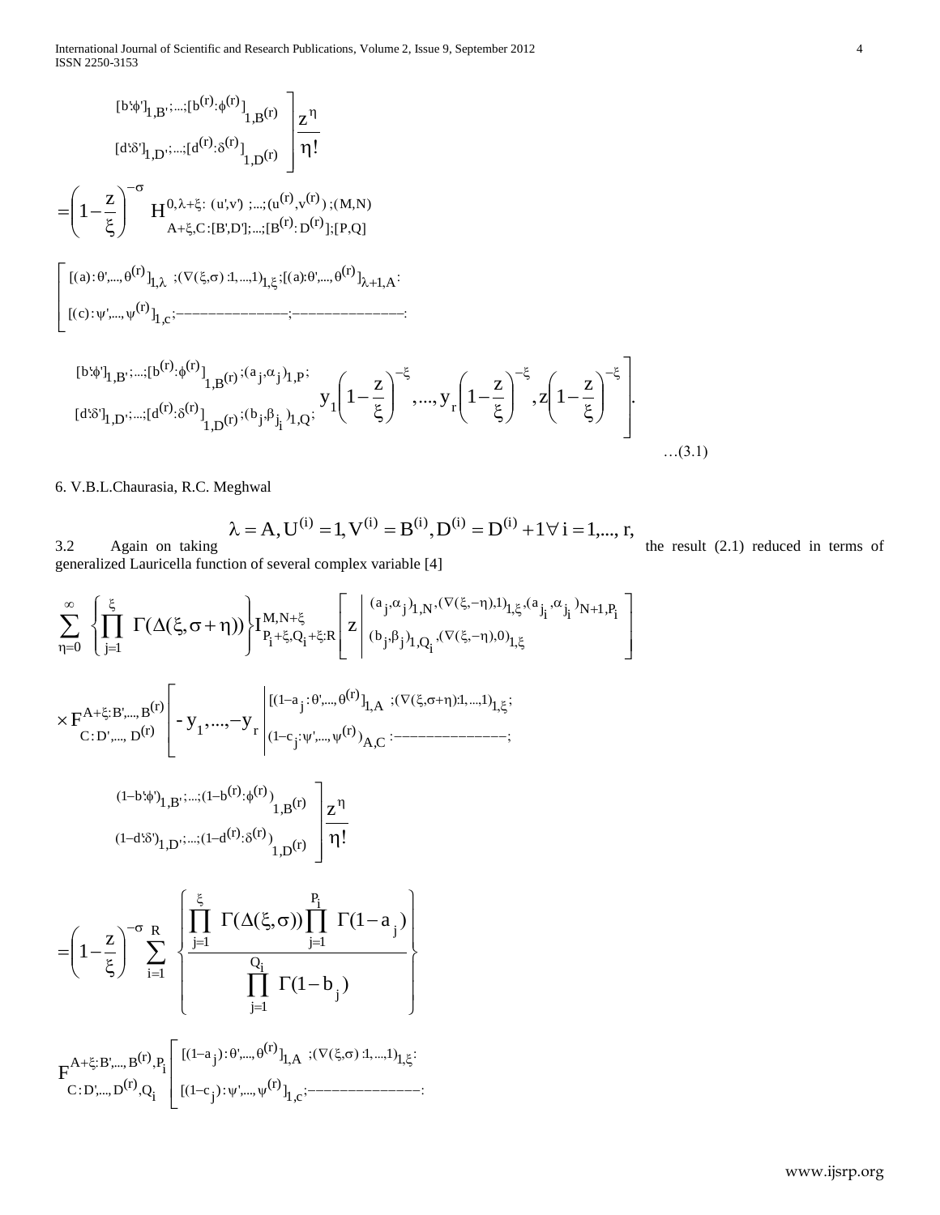$$\left.\begin{matrix} [b':\phi']_{1,B'};...;[b^{(r)}:\phi^{(r)}]_{1,B^{(r)}} \\ [d':\delta']_{1,D'};...;[d^{(r)}:\delta^{(r)}]_{1,D^{(r)}} \end{matrix}\right] \frac{z^{\eta}}{\eta!}$$

$$= \left(1 - \frac{z}{\xi}\right)^{-\sigma} H^{0,\lambda+\xi:\,(u',v');...;(u^{(r)},v^{(r)});(M,N)}_{A+\xi,C:[B',D'];...;[B^{(r)}:D^{(r)}];[P,Q]}$$

$$\left[\begin{matrix} [(a):\theta',...,\theta^{(r)}]_{1,\lambda};(\nabla(\xi,\sigma):1,...,1)_{1,\xi};[(a):\theta',...,\theta^{(r)}]_{\lambda+1,A}: \\ [(c):\psi',...,\psi^{(r)}]_{1,c};\text{———————};\text{———————}: \end{matrix}\right.$$

$$\left.\begin{matrix} [b':\phi']_{1,B'};...;[b^{(r)}:\phi^{(r)}]_{1,B^{(r)}};(a_j,\alpha_j)_{1,P}; \\ [d':\delta']_{1,D'};...;[d^{(r)}:\delta^{(r)}]_{1,D^{(r)}};(b_j,\beta_{j_i})_{1,Q}; \end{matrix} \; y_1\left(1-\frac{z}{\xi}\right)^{-\xi},...,y_r\left(1-\frac{z}{\xi}\right)^{-\xi}, z\left(1-\frac{z}{\xi}\right)^{-\xi}\right].$$

…(3.1)

6. V.B.L.Chaurasia, R.C. Meghwal

3.2 Again on taking $\lambda = A, U^{(i)} = 1, V^{(i)} = B^{(i)}, D^{(i)} = D^{(i)} + 1 \forall\, i = 1,..., r,$ the result (2.1) reduced in terms of generalized Lauricella function of several complex variable [4]

$$\sum_{\eta=0}^{\infty} \left\{\prod_{j=1}^{\xi} \Gamma(\Delta(\xi, \sigma+\eta))\right\} I^{M,N+\xi}_{P_i+\xi,Q_i+\xi:R}\left[z \left| \begin{matrix} (a_j,\alpha_j)_{1,N},(\nabla(\xi,-\eta),1)_{1,\xi},(a_{j_i},\alpha_{j_i})_{N+1,P_i} \\ (b_j,\beta_j)_{1,Q_i},(\nabla(\xi,-\eta),0)_{1,\xi} \end{matrix}\right.\right]$$

$$\times F^{A+\xi:B',...,B^{(r)}}_{C:D',...,D^{(r)}}\left[-y_1,...,-y_r \left| \begin{matrix} [(1-a_j:\theta',...,\theta^{(r)}]_{1,A};(\nabla(\xi,\sigma+\eta):1,...,1)_{1,\xi}; \\ (1-c_j:\psi',...,\psi^{(r)})_{A,C}:\text{———————}; \end{matrix}\right.\right.$$

$$\left.\begin{matrix} (1-b':\phi')_{1,B'};...;(1-b^{(r)}:\phi^{(r)})_{1,B^{(r)}} \\ (1-d':\delta')_{1,D'};...;(1-d^{(r)}:\delta^{(r)})_{1,D^{(r)}} \end{matrix}\right] \frac{z^{\eta}}{\eta!}$$

$$= \left(1-\frac{z}{\xi}\right)^{-\sigma} \sum_{i=1}^{R} \left\{\frac{\prod_{j=1}^{\xi} \Gamma(\Delta(\xi,\sigma)) \prod_{j=1}^{P_i} \Gamma(1-a_j)}{\prod_{j=1}^{Q_i} \Gamma(1-b_j)}\right\}$$

$$F^{A+\xi:B',...,B^{(r)},P_i}_{C:D',...,D^{(r)},Q_i}\left[\begin{matrix} [(1-a_j):\theta',...,\theta^{(r)}]_{1,A};(\nabla(\xi,\sigma):1,...,1)_{1,\xi}: \\ [(1-c_j):\psi',...,\psi^{(r)}]_{1,c};\text{———————}: \end{matrix}\right.$$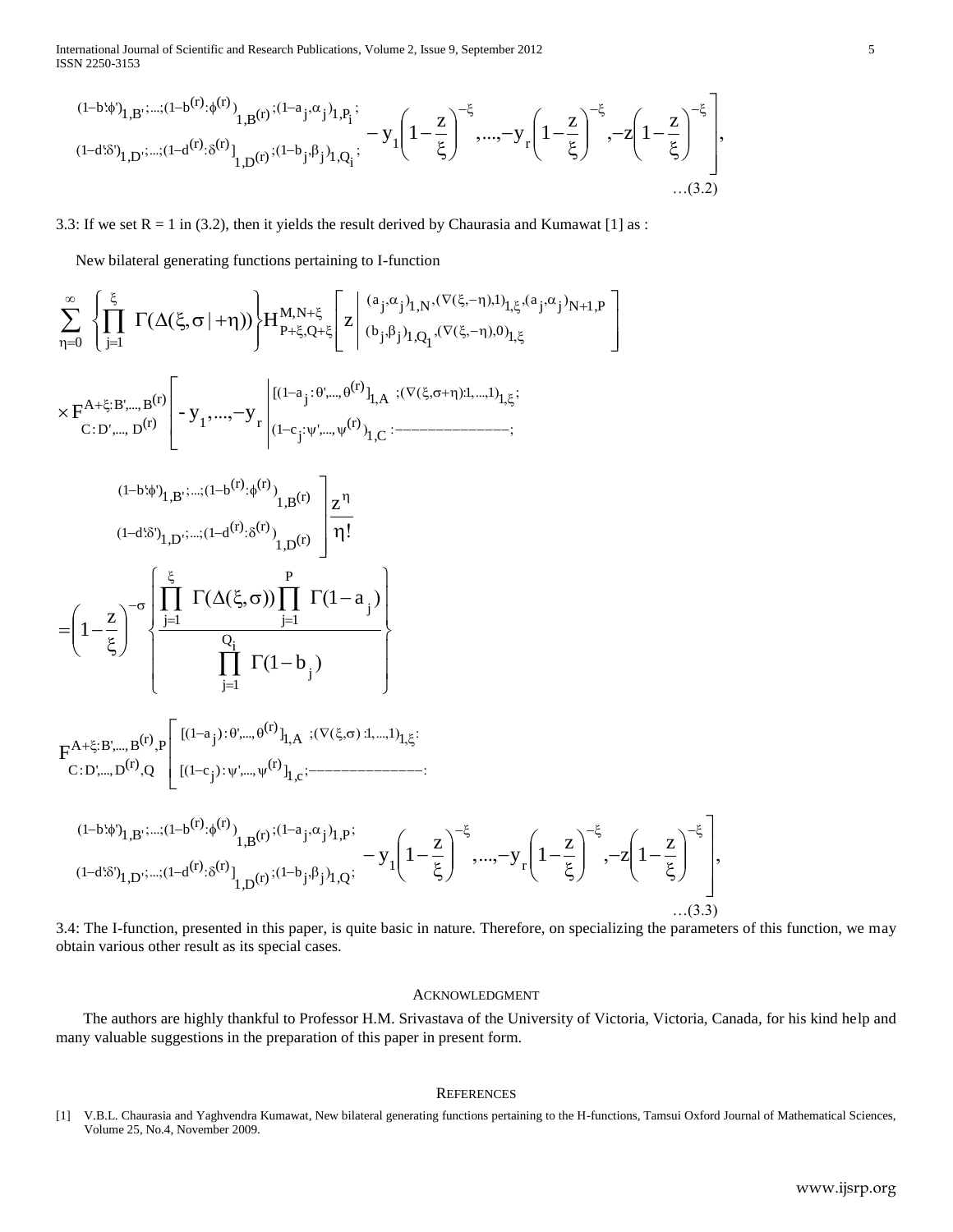$$
\begin{matrix} (1-b';\phi')_{1,B'};...;(1-b^{(r)}:\phi^{(r)})_{1,B^{(r)}};(1-a_j,\alpha_j)_{1,P_i}; \\ (1-d';\delta')_{1,D'};...;(1-d^{(r)}:\delta^{(r)}]_{1,D^{(r)}};(1-b_j,\beta_j)_{1,Q_i}; \end{matrix} -y_1\left(1-\frac{z}{\xi}\right)^{-\xi},...,-y_r\left(1-\frac{z}{\xi}\right)^{-\xi},-z\left(1-\frac{z}{\xi}\right)^{-\xi}\Bigg], \quad ...(3.2)
$$

3.3: If we set R = 1 in (3.2), then it yields the result derived by Chaurasia and Kumawat [1] as :

New bilateral generating functions pertaining to I-function

$$
\sum_{\eta=0}^{\infty}\left\{\prod_{j=1}^{\xi}\Gamma(\Delta(\xi,\sigma\,|+\eta))\right\}H^{M,N+\xi}_{P+\xi,Q+\xi}\left[z\left|\begin{matrix}(a_j,\alpha_j)_{1,N},(\nabla(\xi,-\eta),1)_{1,\xi},(a_j,\alpha_j)_{N+1,P}\\(b_j,\beta_j)_{1,Q_1},(\nabla(\xi,-\eta),0)_{1,\xi}\end{matrix}\right.\right]
$$

$$
\times F^{A+\xi:B',...,B^{(r)}}_{C:D',...,D^{(r)}}\left[-y_1,...,-y_r\left|\begin{matrix}[(1-a_j:\theta',...,\theta^{(r)}]_{1,A}\;;(\nabla(\xi,\sigma+\eta):1,...,1)_{1,\xi};\\(1-c_j:\psi',...,\psi^{(r)})_{1,C}:\text{―――――――――――――};\end{matrix}\right.\right.
$$

$$
\left.\begin{matrix}(1-b';\phi')_{1,B'};...;(1-b^{(r)}:\phi^{(r)})_{1,B^{(r)}}\\(1-d';\delta')_{1,D'};...;(1-d^{(r)}:\delta^{(r)})_{1,D^{(r)}}\end{matrix}\right]\frac{z^{\eta}}{\eta!}
$$

$$
=\left(1-\frac{z}{\xi}\right)^{-\sigma}\left\{\frac{\prod_{j=1}^{\xi}\Gamma(\Delta(\xi,\sigma))\prod_{j=1}^{P}\Gamma(1-a_j)}{\prod_{j=1}^{Q_i}\Gamma(1-b_j)}\right\}
$$

$$
F^{A+\xi:B',...,B^{(r)},P}_{C:D',...,D^{(r)},Q}\left[\begin{matrix}[(1-a_j):\theta',...,\theta^{(r)}]_{1,A}\;;(\nabla(\xi,\sigma):1,...,1)_{1,\xi}:\\ [(1-c_j):\psi',...,\psi^{(r)}]_{1,c};\text{―――――――――――――}:\end{matrix}\right.
$$

$$
\left.\begin{matrix}(1-b';\phi')_{1,B'};...;(1-b^{(r)}:\phi^{(r)})_{1,B^{(r)}};(1-a_j,\alpha_j)_{1,P};\\(1-d';\delta')_{1,D'};...;(1-d^{(r)}:\delta^{(r)}]_{1,D^{(r)}};(1-b_j,\beta_j)_{1,Q};\end{matrix} -y_1\left(1-\frac{z}{\xi}\right)^{-\xi},...,-y_r\left(1-\frac{z}{\xi}\right)^{-\xi},-z\left(1-\frac{z}{\xi}\right)^{-\xi}\right], \quad ...(3.3)
$$

3.4: The I-function, presented in this paper, is quite basic in nature. Therefore, on specializing the parameters of this function, we may obtain various other result as its special cases.

## ACKNOWLEDGMENT

The authors are highly thankful to Professor H.M. Srivastava of the University of Victoria, Victoria, Canada, for his kind help and many valuable suggestions in the preparation of this paper in present form.

## REFERENCES

[1] V.B.L. Chaurasia and Yaghvendra Kumawat, New bilateral generating functions pertaining to the H-functions, Tamsui Oxford Journal of Mathematical Sciences, Volume 25, No.4, November 2009.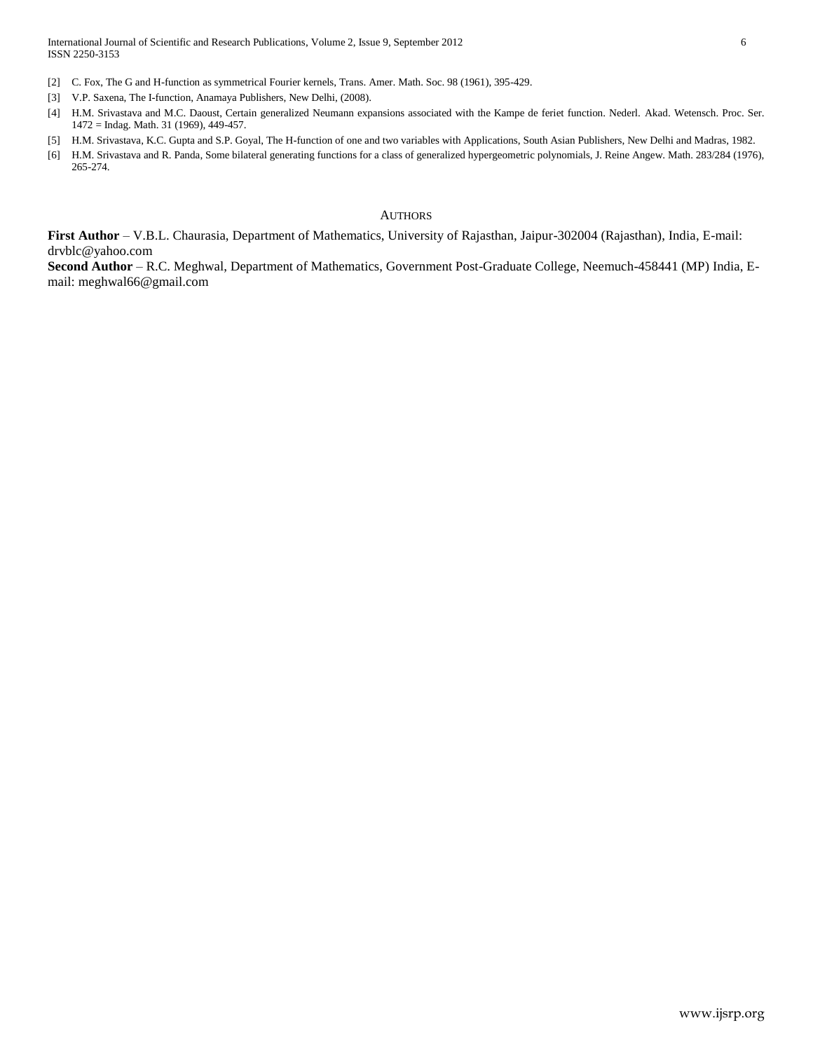[2] C. Fox, The G and H-function as symmetrical Fourier kernels, Trans. Amer. Math. Soc. 98 (1961), 395-429.

[3] V.P. Saxena, The I-function, Anamaya Publishers, New Delhi, (2008).

[4] H.M. Srivastava and M.C. Daoust, Certain generalized Neumann expansions associated with the Kampe de feriet function. Nederl. Akad. Wetensch. Proc. Ser. 1472 = Indag. Math. 31 (1969), 449-457.

[5] H.M. Srivastava, K.C. Gupta and S.P. Goyal, The H-function of one and two variables with Applications, South Asian Publishers, New Delhi and Madras, 1982.

[6] H.M. Srivastava and R. Panda, Some bilateral generating functions for a class of generalized hypergeometric polynomials, J. Reine Angew. Math. 283/284 (1976), 265-274.

## AUTHORS

**First Author** – V.B.L. Chaurasia, Department of Mathematics, University of Rajasthan, Jaipur-302004 (Rajasthan), India, E-mail: drvblc@yahoo.com

**Second Author** – R.C. Meghwal, Department of Mathematics, Government Post-Graduate College, Neemuch-458441 (MP) India, E-mail: meghwal66@gmail.com